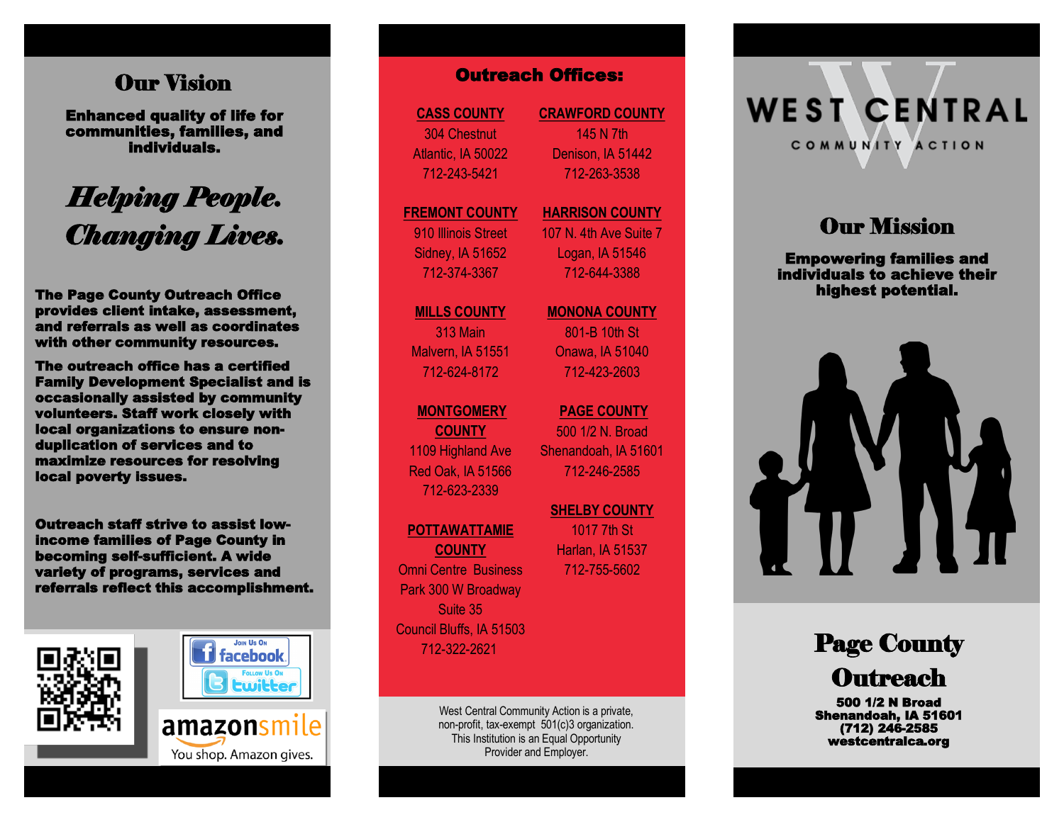## Our Vision

**Enhanced quality of life for communities, families, and individuals.**

***Helping People. Changing Lives.***

**The Page County Outreach Office provides client intake, assessment, and referrals as well as coordinates with other community resources.**

**The outreach office has a certified Family Development Specialist and is occasionally assisted by community volunteers. Staff work closely with local organizations to ensure non-duplication of services and to maximize resources for resolving local poverty issues.**

**Outreach staff strive to assist low-income families of Page County in becoming self-sufficient. A wide variety of programs, services and referrals reflect this accomplishment.**

Join Us On facebook

Follow Us On twitter

amazonsmile
You shop. Amazon gives.

## Outreach Offices:

**CASS COUNTY**
304 Chestnut
Atlantic, IA 50022
712-243-5421

**CRAWFORD COUNTY**
145 N 7th
Denison, IA 51442
712-263-3538

**FREMONT COUNTY**
910 Illinois Street
Sidney, IA 51652
712-374-3367

**HARRISON COUNTY**
107 N. 4th Ave Suite 7
Logan, IA 51546
712-644-3388

**MILLS COUNTY**
313 Main
Malvern, IA 51551
712-624-8172

**MONONA COUNTY**
801-B 10th St
Onawa, IA 51040
712-423-2603

**MONTGOMERY COUNTY**
1109 Highland Ave
Red Oak, IA 51566
712-623-2339

**PAGE COUNTY**
500 1/2 N. Broad
Shenandoah, IA 51601
712-246-2585

**POTTAWATTAMIE COUNTY**
Omni Centre Business Park 300 W Broadway
Suite 35
Council Bluffs, IA 51503
712-322-2621

**SHELBY COUNTY**
1017 7th St
Harlan, IA 51537
712-755-5602

West Central Community Action is a private, non-profit, tax-exempt 501(c)3 organization. This Institution is an Equal Opportunity Provider and Employer.

# WEST CENTRAL
COMMUNITY ACTION

## Our Mission

**Empowering families and individuals to achieve their highest potential.**

# Page County Outreach

**500 1/2 N Broad**
**Shenandoah, IA 51601**
**(712) 246-2585**
**westcentralca.org**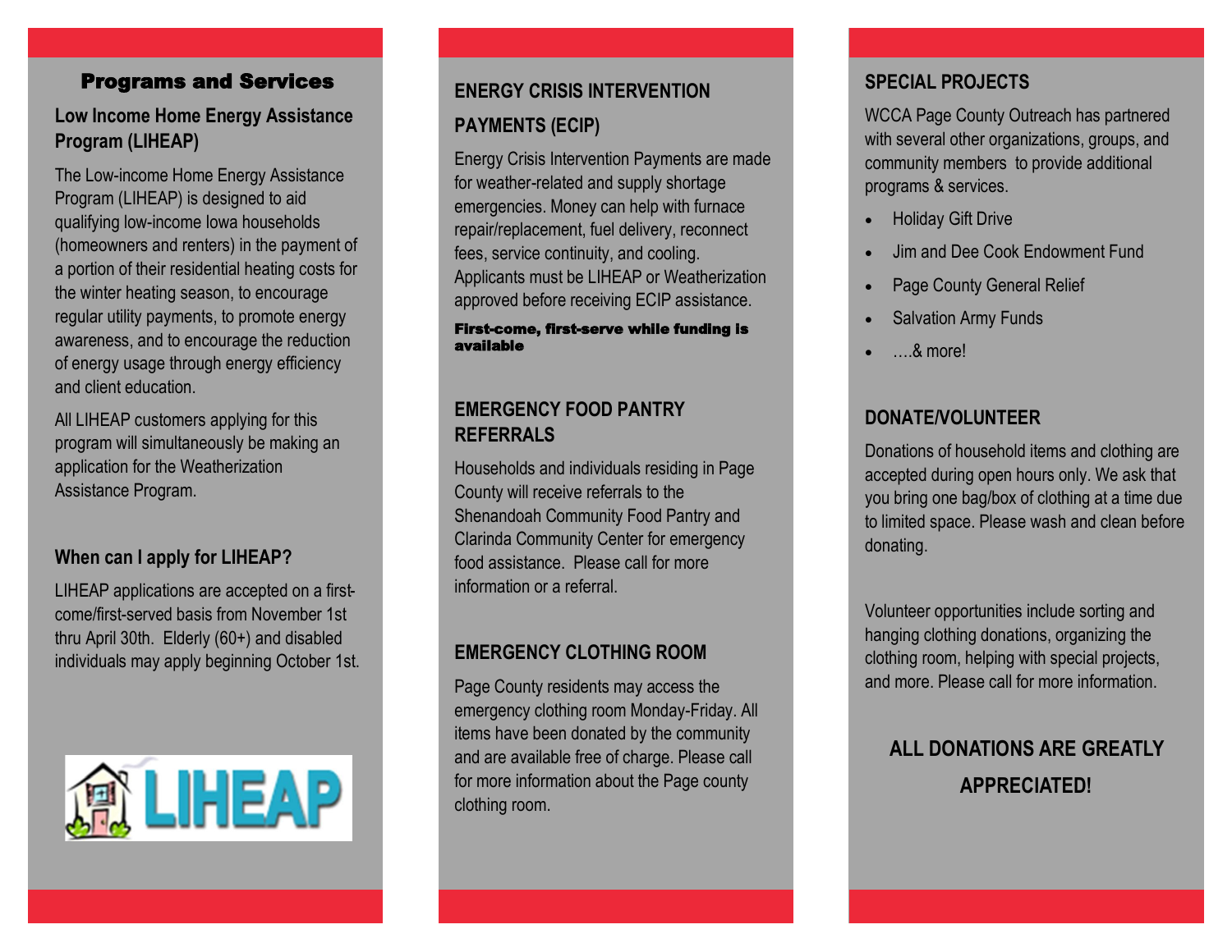## Programs and Services

### Low Income Home Energy Assistance Program (LIHEAP)

The Low-income Home Energy Assistance Program (LIHEAP) is designed to aid qualifying low-income Iowa households (homeowners and renters) in the payment of a portion of their residential heating costs for the winter heating season, to encourage regular utility payments, to promote energy awareness, and to encourage the reduction of energy usage through energy efficiency and client education.

All LIHEAP customers applying for this program will simultaneously be making an application for the Weatherization Assistance Program.

### When can I apply for LIHEAP?

LIHEAP applications are accepted on a first-come/first-served basis from November 1st thru April 30th. Elderly (60+) and disabled individuals may apply beginning October 1st.

LIHEAP

### ENERGY CRISIS INTERVENTION PAYMENTS (ECIP)

Energy Crisis Intervention Payments are made for weather-related and supply shortage emergencies. Money can help with furnace repair/replacement, fuel delivery, reconnect fees, service continuity, and cooling. Applicants must be LIHEAP or Weatherization approved before receiving ECIP assistance.

**First-come, first-serve while funding is available**

### EMERGENCY FOOD PANTRY REFERRALS

Households and individuals residing in Page County will receive referrals to the Shenandoah Community Food Pantry and Clarinda Community Center for emergency food assistance. Please call for more information or a referral.

### EMERGENCY CLOTHING ROOM

Page County residents may access the emergency clothing room Monday-Friday. All items have been donated by the community and are available free of charge. Please call for more information about the Page county clothing room.

### SPECIAL PROJECTS

WCCA Page County Outreach has partnered with several other organizations, groups, and community members to provide additional programs & services.

- Holiday Gift Drive
- Jim and Dee Cook Endowment Fund
- Page County General Relief
- Salvation Army Funds
- ….& more!

### DONATE/VOLUNTEER

Donations of household items and clothing are accepted during open hours only. We ask that you bring one bag/box of clothing at a time due to limited space. Please wash and clean before donating.

Volunteer opportunities include sorting and hanging clothing donations, organizing the clothing room, helping with special projects, and more. Please call for more information.

**ALL DONATIONS ARE GREATLY APPRECIATED!**